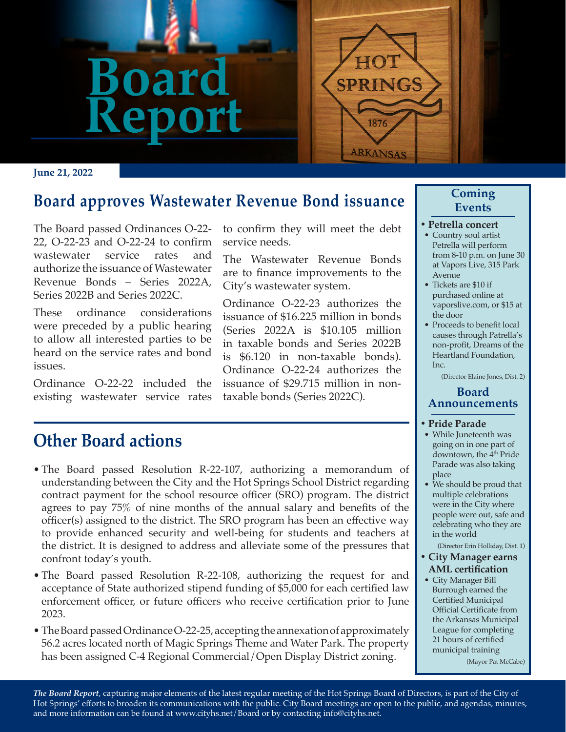# Board Report

**June 21, 2022**

## Board approves Wastewater Revenue Bond issuance

The Board passed Ordinances O-22-22, O-22-23 and O-22-24 to confirm wastewater service rates and authorize the issuance of Wastewater Revenue Bonds – Series 2022A, Series 2022B and Series 2022C.

These ordinance considerations were preceded by a public hearing to allow all interested parties to be heard on the service rates and bond issues.

Ordinance O-22-22 included the existing wastewater service rates to confirm they will meet the debt service needs.

The Wastewater Revenue Bonds are to finance improvements to the City's wastewater system.

Ordinance O-22-23 authorizes the issuance of $16.225 million in bonds (Series 2022A is $10.105 million in taxable bonds and Series 2022B is $6.120 in non-taxable bonds). Ordinance O-22-24 authorizes the issuance of $29.715 million in non-taxable bonds (Series 2022C).

## Other Board actions

- The Board passed Resolution R-22-107, authorizing a memorandum of understanding between the City and the Hot Springs School District regarding contract payment for the school resource officer (SRO) program. The district agrees to pay 75% of nine months of the annual salary and benefits of the officer(s) assigned to the district. The SRO program has been an effective way to provide enhanced security and well-being for students and teachers at the district. It is designed to address and alleviate some of the pressures that confront today's youth.
- The Board passed Resolution R-22-108, authorizing the request for and acceptance of State authorized stipend funding of $5,000 for each certified law enforcement officer, or future officers who receive certification prior to June 2023.
- The Board passed Ordinance O-22-25, accepting the annexation of approximately 56.2 acres located north of Magic Springs Theme and Water Park. The property has been assigned C-4 Regional Commercial/Open Display District zoning.

### Coming Events

- **Petrella concert**
  - Country soul artist Petrella will perform from 8-10 p.m. on June 30 at Vapors Live, 315 Park Avenue
  - Tickets are $10 if purchased online at vaporslive.com, or $15 at the door
  - Proceeds to benefit local causes through Patrella's non-profit, Dreams of the Heartland Foundation, Inc.

(Director Elaine Jones, Dist. 2)

### Board Announcements

- **Pride Parade**
  - While Juneteenth was going on in one part of downtown, the 4th Pride Parade was also taking place
  - We should be proud that multiple celebrations were in the City where people were out, safe and celebrating who they are in the world

(Director Erin Holliday, Dist. 1)

- **City Manager earns AML certification**
  - City Manager Bill Burrough earned the Certified Municipal Official Certificate from the Arkansas Municipal League for completing 21 hours of certified municipal training

(Mayor Pat McCabe)

*The Board Report*, capturing major elements of the latest regular meeting of the Hot Springs Board of Directors, is part of the City of Hot Springs' efforts to broaden its communications with the public. City Board meetings are open to the public, and agendas, minutes, and more information can be found at www.cityhs.net/Board or by contacting info@cityhs.net.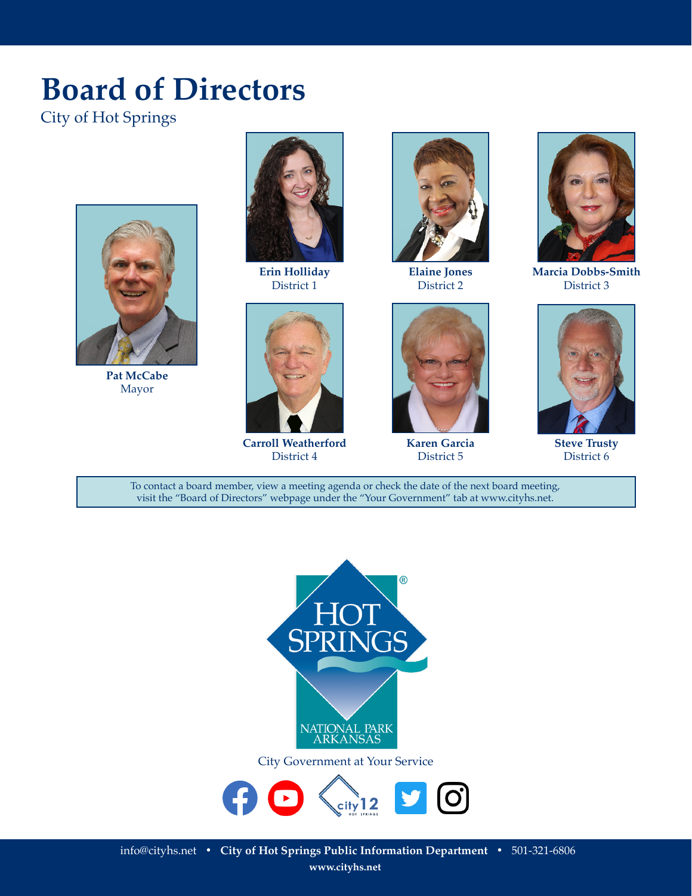# Board of Directors

City of Hot Springs

**Pat McCabe**
Mayor

**Erin Holliday**
District 1

**Elaine Jones**
District 2

**Marcia Dobbs-Smith**
District 3

**Carroll Weatherford**
District 4

**Karen Garcia**
District 5

**Steve Trusty**
District 6

To contact a board member, view a meeting agenda or check the date of the next board meeting, visit the "Board of Directors" webpage under the "Your Government" tab at www.cityhs.net.

HOT SPRINGS®
NATIONAL PARK
ARKANSAS

City Government at Your Service

info@cityhs.net • **City of Hot Springs Public Information Department** • 501-321-6806
**www.cityhs.net**